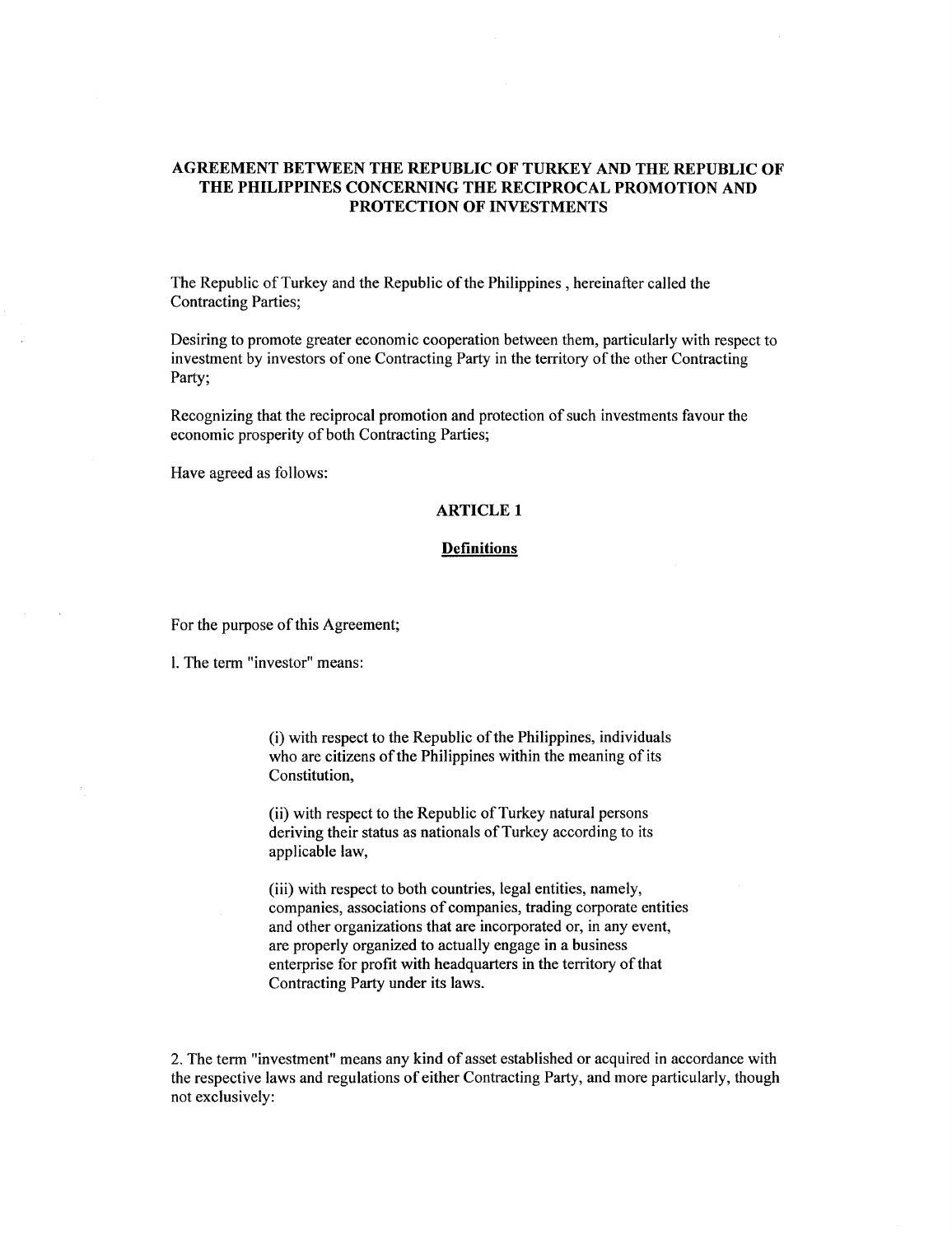# AGREEMENT BETWEEN THE REPUBLIC OF TURKEY AND THE REPUBLIC OF THE PHILIPPINES CONCERNING THE RECIPROCAL PROMOTION AND PROTECTION OF INVESTMENTS

The Republic of Turkey and the Republic of the Philippines , hereinafter called the Contracting Parties;

Desiring to promote greater economic cooperation between them, particularly with respect to investment by investors of one Contracting Party in the territory of the other Contracting Party;

Recognizing that the reciprocal promotion and protection of such investments favour the economic prosperity of both Contracting Parties;

Have agreed as follows:

## ARTICLE 1

### Definitions

For the purpose of this Agreement;

1. The term "investor" means:

> (i) with respect to the Republic of the Philippines, individuals who are citizens of the Philippines within the meaning of its Constitution,
>
> (ii) with respect to the Republic of Turkey natural persons deriving their status as nationals of Turkey according to its applicable law,
>
> (iii) with respect to both countries, legal entities, namely, companies, associations of companies, trading corporate entities and other organizations that are incorporated or, in any event, are properly organized to actually engage in a business enterprise for profit with headquarters in the territory of that Contracting Party under its laws.

2. The term "investment" means any kind of asset established or acquired in accordance with the respective laws and regulations of either Contracting Party, and more particularly, though not exclusively: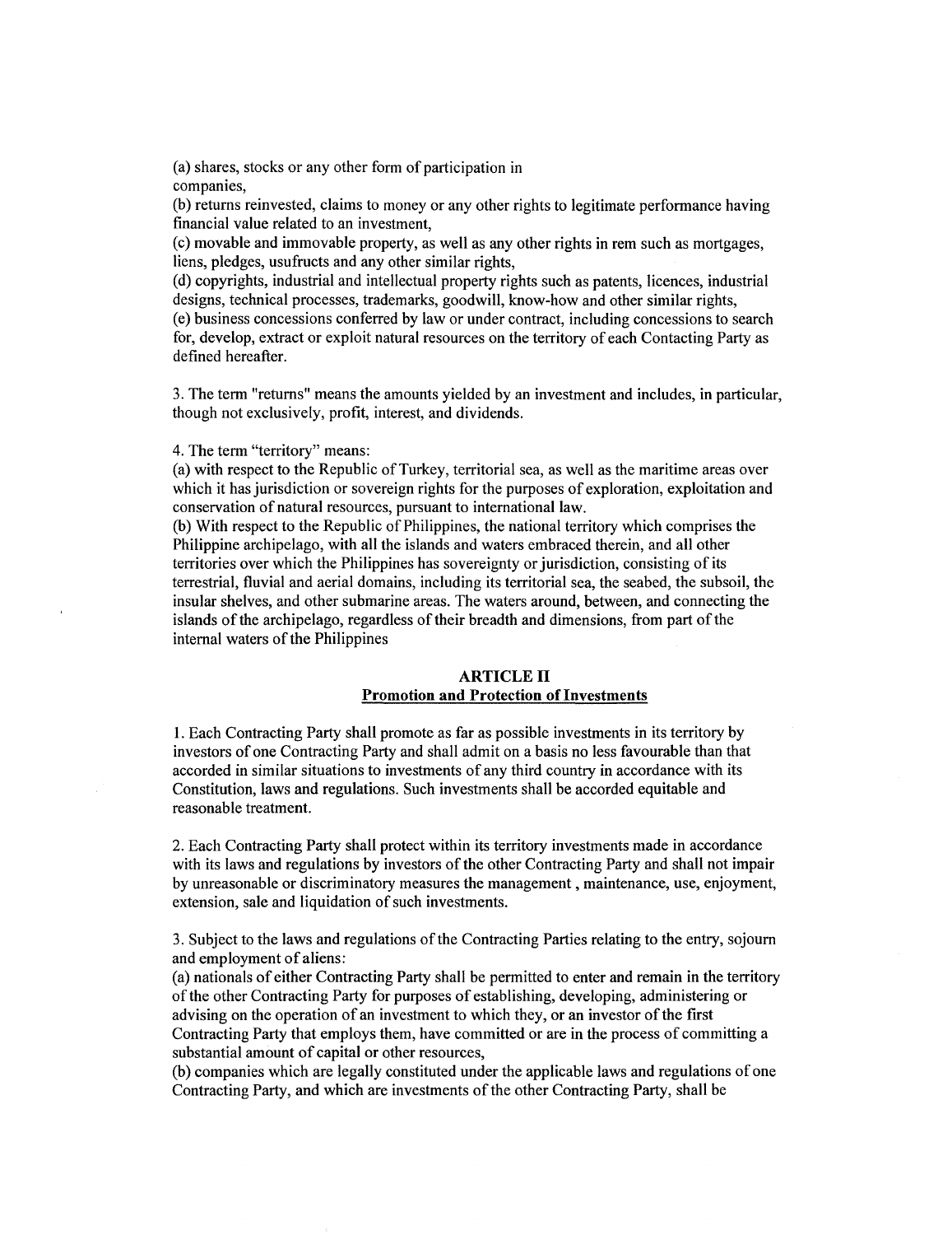(a) shares, stocks or any other form of participation in companies,

(b) returns reinvested, claims to money or any other rights to legitimate performance having financial value related to an investment,

(c) movable and immovable property, as well as any other rights in rem such as mortgages, liens, pledges, usufructs and any other similar rights,

(d) copyrights, industrial and intellectual property rights such as patents, licences, industrial designs, technical processes, trademarks, goodwill, know-how and other similar rights,

(e) business concessions conferred by law or under contract, including concessions to search for, develop, extract or exploit natural resources on the territory of each Contacting Party as defined hereafter.

3. The term "returns" means the amounts yielded by an investment and includes, in particular, though not exclusively, profit, interest, and dividends.

4. The term "territory" means:

(a) with respect to the Republic of Turkey, territorial sea, as well as the maritime areas over which it has jurisdiction or sovereign rights for the purposes of exploration, exploitation and conservation of natural resources, pursuant to international law.

(b) With respect to the Republic of Philippines, the national territory which comprises the Philippine archipelago, with all the islands and waters embraced therein, and all other territories over which the Philippines has sovereignty or jurisdiction, consisting of its terrestrial, fluvial and aerial domains, including its territorial sea, the seabed, the subsoil, the insular shelves, and other submarine areas. The waters around, between, and connecting the islands of the archipelago, regardless of their breadth and dimensions, from part of the internal waters of the Philippines

## ARTICLE II
### Promotion and Protection of Investments

1. Each Contracting Party shall promote as far as possible investments in its territory by investors of one Contracting Party and shall admit on a basis no less favourable than that accorded in similar situations to investments of any third country in accordance with its Constitution, laws and regulations. Such investments shall be accorded equitable and reasonable treatment.

2. Each Contracting Party shall protect within its territory investments made in accordance with its laws and regulations by investors of the other Contracting Party and shall not impair by unreasonable or discriminatory measures the management , maintenance, use, enjoyment, extension, sale and liquidation of such investments.

3. Subject to the laws and regulations of the Contracting Parties relating to the entry, sojourn and employment of aliens:

(a) nationals of either Contracting Party shall be permitted to enter and remain in the territory of the other Contracting Party for purposes of establishing, developing, administering or advising on the operation of an investment to which they, or an investor of the first Contracting Party that employs them, have committed or are in the process of committing a substantial amount of capital or other resources,

(b) companies which are legally constituted under the applicable laws and regulations of one Contracting Party, and which are investments of the other Contracting Party, shall be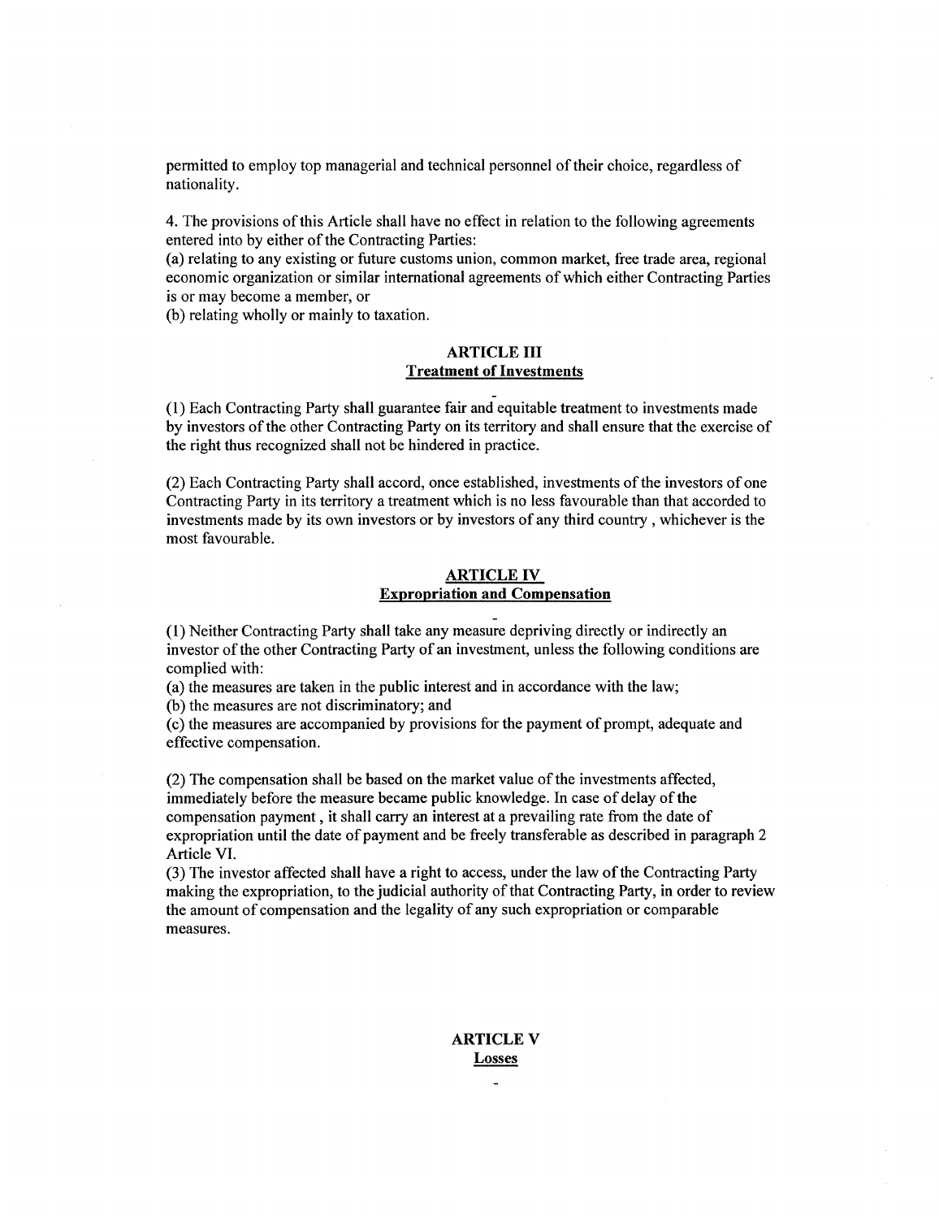permitted to employ top managerial and technical personnel of their choice, regardless of nationality.

4. The provisions of this Article shall have no effect in relation to the following agreements entered into by either of the Contracting Parties:
(a) relating to any existing or future customs union, common market, free trade area, regional economic organization or similar international agreements of which either Contracting Parties is or may become a member, or
(b) relating wholly or mainly to taxation.

## ARTICLE III
**Treatment of Investments**

(1) Each Contracting Party shall guarantee fair and equitable treatment to investments made by investors of the other Contracting Party on its territory and shall ensure that the exercise of the right thus recognized shall not be hindered in practice.

(2) Each Contracting Party shall accord, once established, investments of the investors of one Contracting Party in its territory a treatment which is no less favourable than that accorded to investments made by its own investors or by investors of any third country , whichever is the most favourable.

## ARTICLE IV
**Expropriation and Compensation**

(1) Neither Contracting Party shall take any measure depriving directly or indirectly an investor of the other Contracting Party of an investment, unless the following conditions are complied with:
(a) the measures are taken in the public interest and in accordance with the law;
(b) the measures are not discriminatory; and
(c) the measures are accompanied by provisions for the payment of prompt, adequate and effective compensation.

(2) The compensation shall be based on the market value of the investments affected, immediately before the measure became public knowledge. In case of delay of the compensation payment , it shall carry an interest at a prevailing rate from the date of expropriation until the date of payment and be freely transferable as described in paragraph 2 Article VI.
(3) The investor affected shall have a right to access, under the law of the Contracting Party making the expropriation, to the judicial authority of that Contracting Party, in order to review the amount of compensation and the legality of any such expropriation or comparable measures.

## ARTICLE V
**Losses**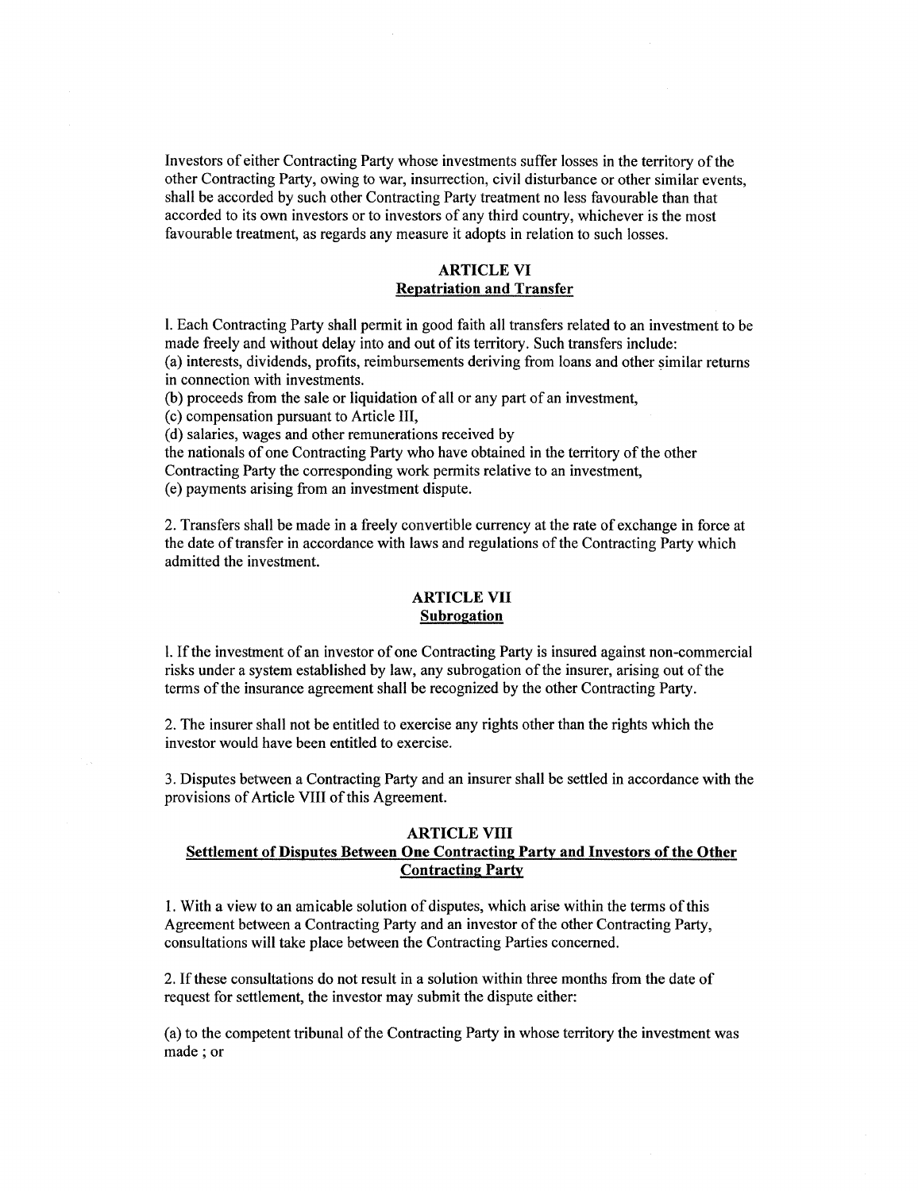Investors of either Contracting Party whose investments suffer losses in the territory of the other Contracting Party, owing to war, insurrection, civil disturbance or other similar events, shall be accorded by such other Contracting Party treatment no less favourable than that accorded to its own investors or to investors of any third country, whichever is the most favourable treatment, as regards any measure it adopts in relation to such losses.

## ARTICLE VI
### Repatriation and Transfer

l. Each Contracting Party shall permit in good faith all transfers related to an investment to be made freely and without delay into and out of its territory. Such transfers include:
(a) interests, dividends, profits, reimbursements deriving from loans and other similar returns in connection with investments.
(b) proceeds from the sale or liquidation of all or any part of an investment,
(c) compensation pursuant to Article III,
(d) salaries, wages and other remunerations received by
the nationals of one Contracting Party who have obtained in the territory of the other Contracting Party the corresponding work permits relative to an investment,
(e) payments arising from an investment dispute.

2. Transfers shall be made in a freely convertible currency at the rate of exchange in force at the date of transfer in accordance with laws and regulations of the Contracting Party which admitted the investment.

## ARTICLE VII
### Subrogation

l. If the investment of an investor of one Contracting Party is insured against non-commercial risks under a system established by law, any subrogation of the insurer, arising out of the terms of the insurance agreement shall be recognized by the other Contracting Party.

2. The insurer shall not be entitled to exercise any rights other than the rights which the investor would have been entitled to exercise.

3. Disputes between a Contracting Party and an insurer shall be settled in accordance with the provisions of Article VIII of this Agreement.

## ARTICLE VIII
### Settlement of Disputes Between One Contracting Party and Investors of the Other Contracting Party

1. With a view to an amicable solution of disputes, which arise within the terms of this Agreement between a Contracting Party and an investor of the other Contracting Party, consultations will take place between the Contracting Parties concerned.

2. If these consultations do not result in a solution within three months from the date of request for settlement, the investor may submit the dispute either:

(a) to the competent tribunal of the Contracting Party in whose territory the investment was made ; or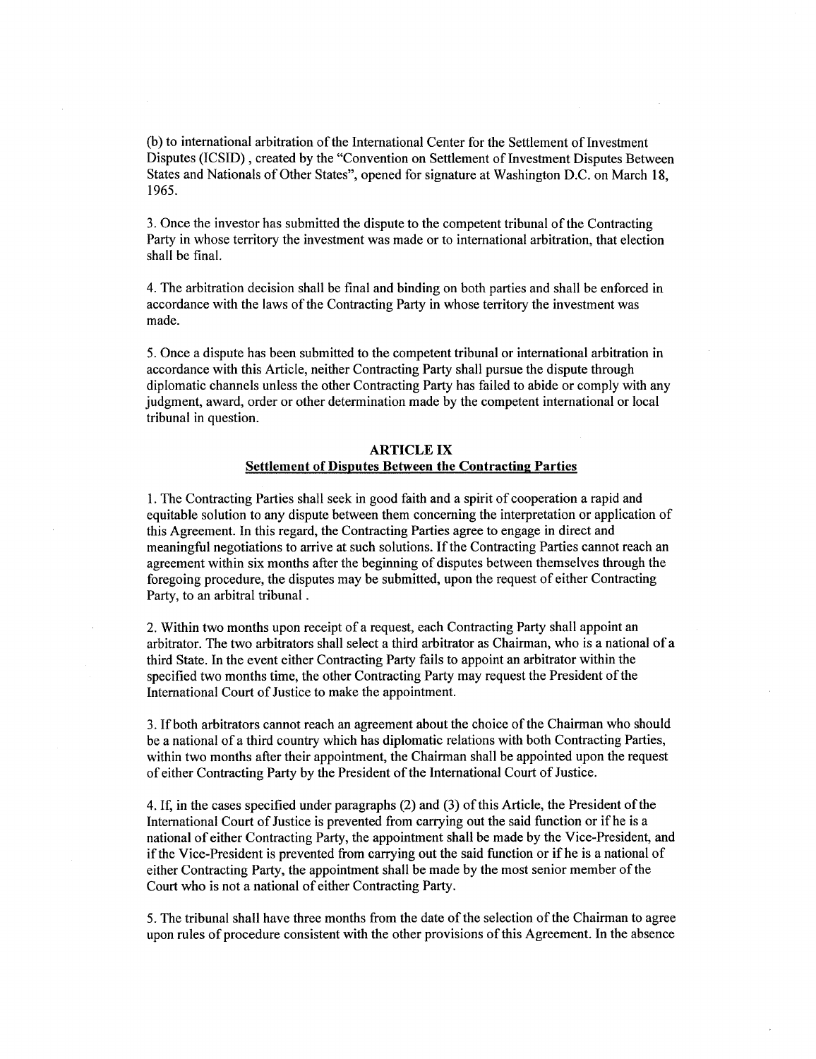(b) to international arbitration of the International Center for the Settlement of Investment Disputes (ICSID) , created by the "Convention on Settlement of Investment Disputes Between States and Nationals of Other States", opened for signature at Washington D.C. on March 18, 1965.

3. Once the investor has submitted the dispute to the competent tribunal of the Contracting Party in whose territory the investment was made or to international arbitration, that election shall be final.

4. The arbitration decision shall be final and binding on both parties and shall be enforced in accordance with the laws of the Contracting Party in whose territory the investment was made.

5. Once a dispute has been submitted to the competent tribunal or international arbitration in accordance with this Article, neither Contracting Party shall pursue the dispute through diplomatic channels unless the other Contracting Party has failed to abide or comply with any judgment, award, order or other determination made by the competent international or local tribunal in question.

## ARTICLE IX
### Settlement of Disputes Between the Contracting Parties

1. The Contracting Parties shall seek in good faith and a spirit of cooperation a rapid and equitable solution to any dispute between them concerning the interpretation or application of this Agreement. In this regard, the Contracting Parties agree to engage in direct and meaningful negotiations to arrive at such solutions. If the Contracting Parties cannot reach an agreement within six months after the beginning of disputes between themselves through the foregoing procedure, the disputes may be submitted, upon the request of either Contracting Party, to an arbitral tribunal .

2. Within two months upon receipt of a request, each Contracting Party shall appoint an arbitrator. The two arbitrators shall select a third arbitrator as Chairman, who is a national of a third State. In the event either Contracting Party fails to appoint an arbitrator within the specified two months time, the other Contracting Party may request the President of the International Court of Justice to make the appointment.

3. If both arbitrators cannot reach an agreement about the choice of the Chairman who should be a national of a third country which has diplomatic relations with both Contracting Parties, within two months after their appointment, the Chairman shall be appointed upon the request of either Contracting Party by the President of the International Court of Justice.

4. If, in the cases specified under paragraphs (2) and (3) of this Article, the President of the International Court of Justice is prevented from carrying out the said function or if he is a national of either Contracting Party, the appointment shall be made by the Vice-President, and if the Vice-President is prevented from carrying out the said function or if he is a national of either Contracting Party, the appointment shall be made by the most senior member of the Court who is not a national of either Contracting Party.

5. The tribunal shall have three months from the date of the selection of the Chairman to agree upon rules of procedure consistent with the other provisions of this Agreement. In the absence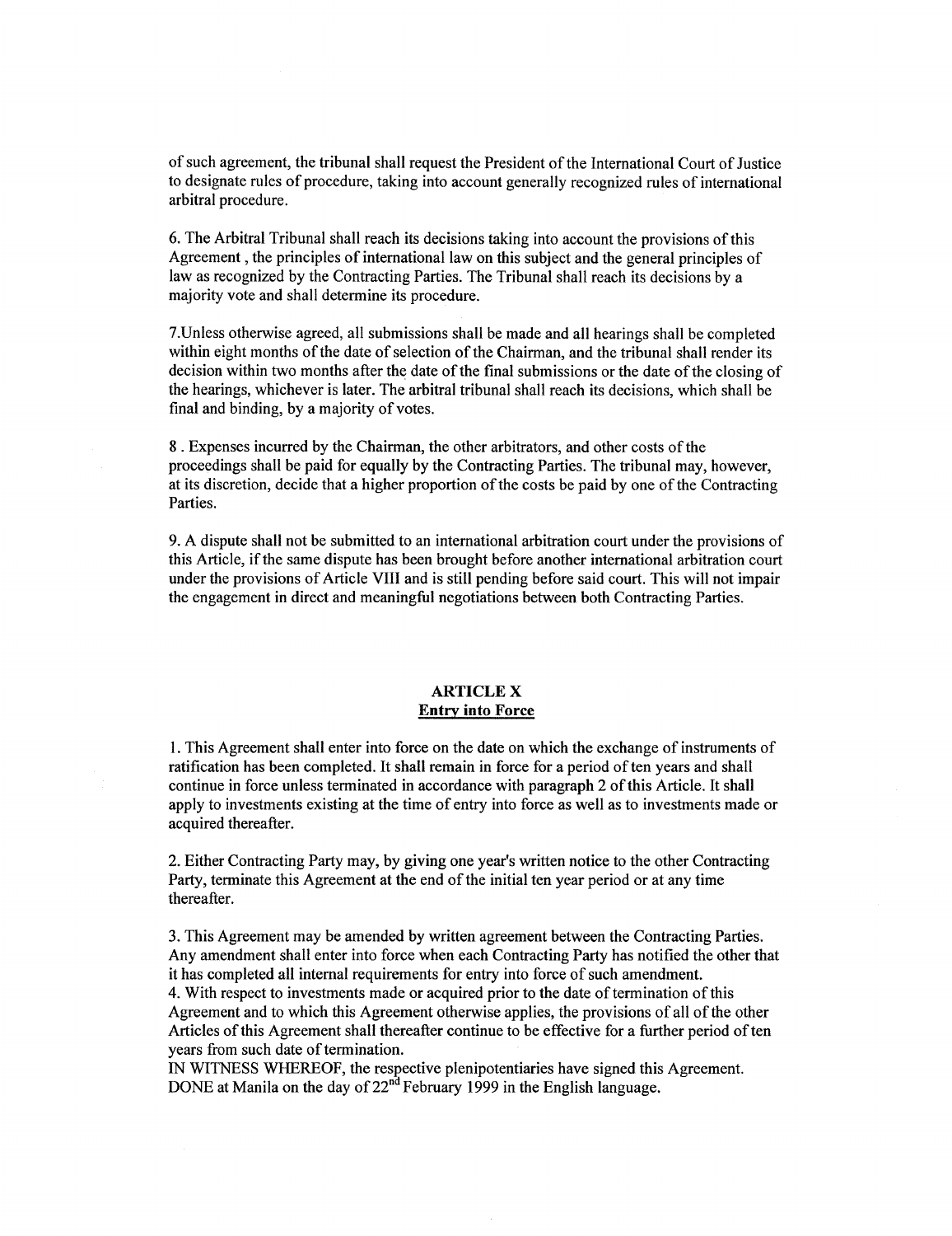of such agreement, the tribunal shall request the President of the International Court of Justice to designate rules of procedure, taking into account generally recognized rules of international arbitral procedure.

6. The Arbitral Tribunal shall reach its decisions taking into account the provisions of this Agreement , the principles of international law on this subject and the general principles of law as recognized by the Contracting Parties. The Tribunal shall reach its decisions by a majority vote and shall determine its procedure.

7.Unless otherwise agreed, all submissions shall be made and all hearings shall be completed within eight months of the date of selection of the Chairman, and the tribunal shall render its decision within two months after the date of the final submissions or the date of the closing of the hearings, whichever is later. The arbitral tribunal shall reach its decisions, which shall be final and binding, by a majority of votes.

8 . Expenses incurred by the Chairman, the other arbitrators, and other costs of the proceedings shall be paid for equally by the Contracting Parties. The tribunal may, however, at its discretion, decide that a higher proportion of the costs be paid by one of the Contracting Parties.

9. A dispute shall not be submitted to an international arbitration court under the provisions of this Article, if the same dispute has been brought before another international arbitration court under the provisions of Article VIII and is still pending before said court. This will not impair the engagement in direct and meaningful negotiations between both Contracting Parties.

## ARTICLE X
## Entry into Force

1. This Agreement shall enter into force on the date on which the exchange of instruments of ratification has been completed. It shall remain in force for a period of ten years and shall continue in force unless terminated in accordance with paragraph 2 of this Article. It shall apply to investments existing at the time of entry into force as well as to investments made or acquired thereafter.

2. Either Contracting Party may, by giving one year's written notice to the other Contracting Party, terminate this Agreement at the end of the initial ten year period or at any time thereafter.

3. This Agreement may be amended by written agreement between the Contracting Parties. Any amendment shall enter into force when each Contracting Party has notified the other that it has completed all internal requirements for entry into force of such amendment.

4. With respect to investments made or acquired prior to the date of termination of this Agreement and to which this Agreement otherwise applies, the provisions of all of the other Articles of this Agreement shall thereafter continue to be effective for a further period of ten years from such date of termination.

IN WITNESS WHEREOF, the respective plenipotentiaries have signed this Agreement. DONE at Manila on the day of 22nd February 1999 in the English language.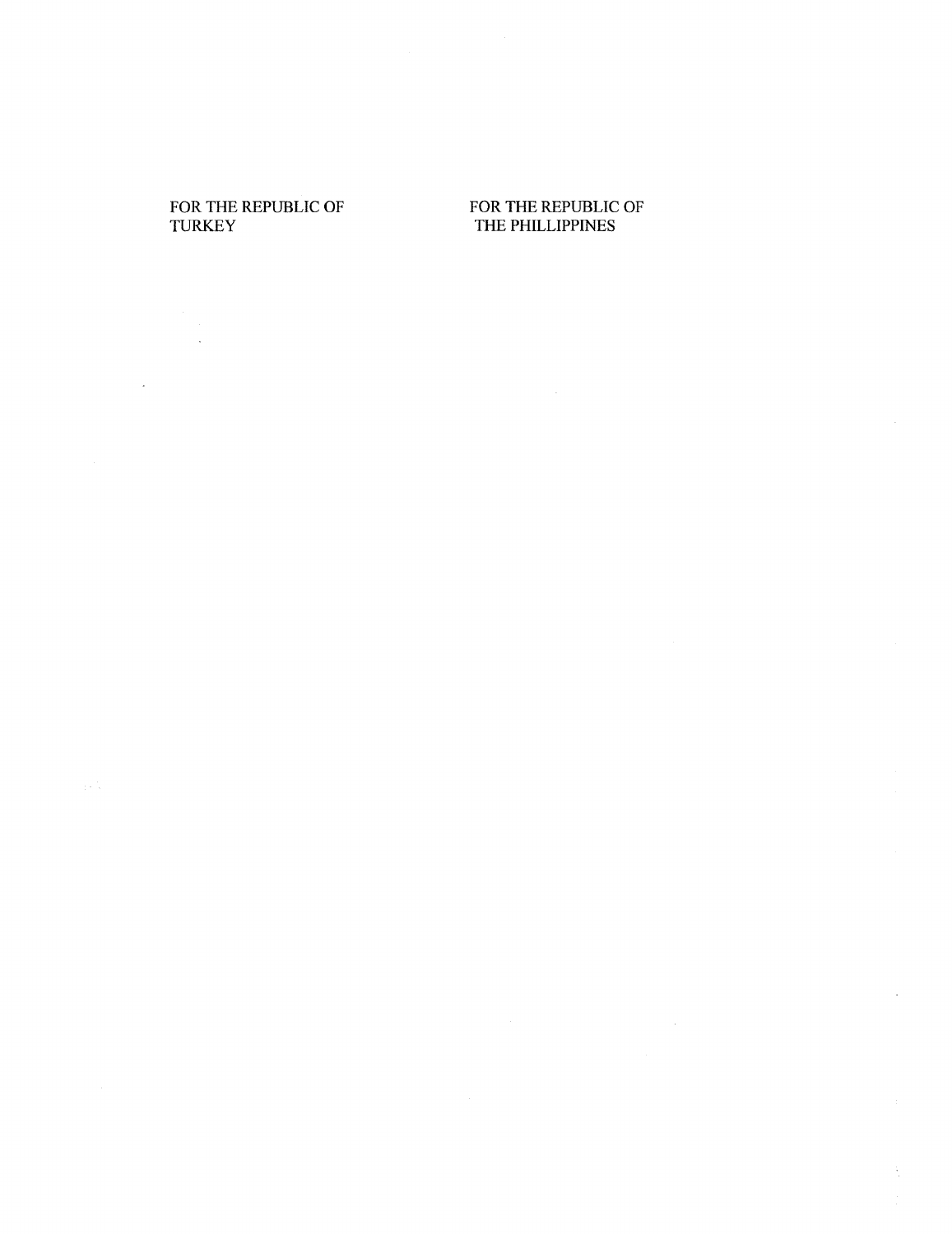| | |
|---|---|
| FOR THE REPUBLIC OF TURKEY | FOR THE REPUBLIC OF THE PHILLIPPINES |